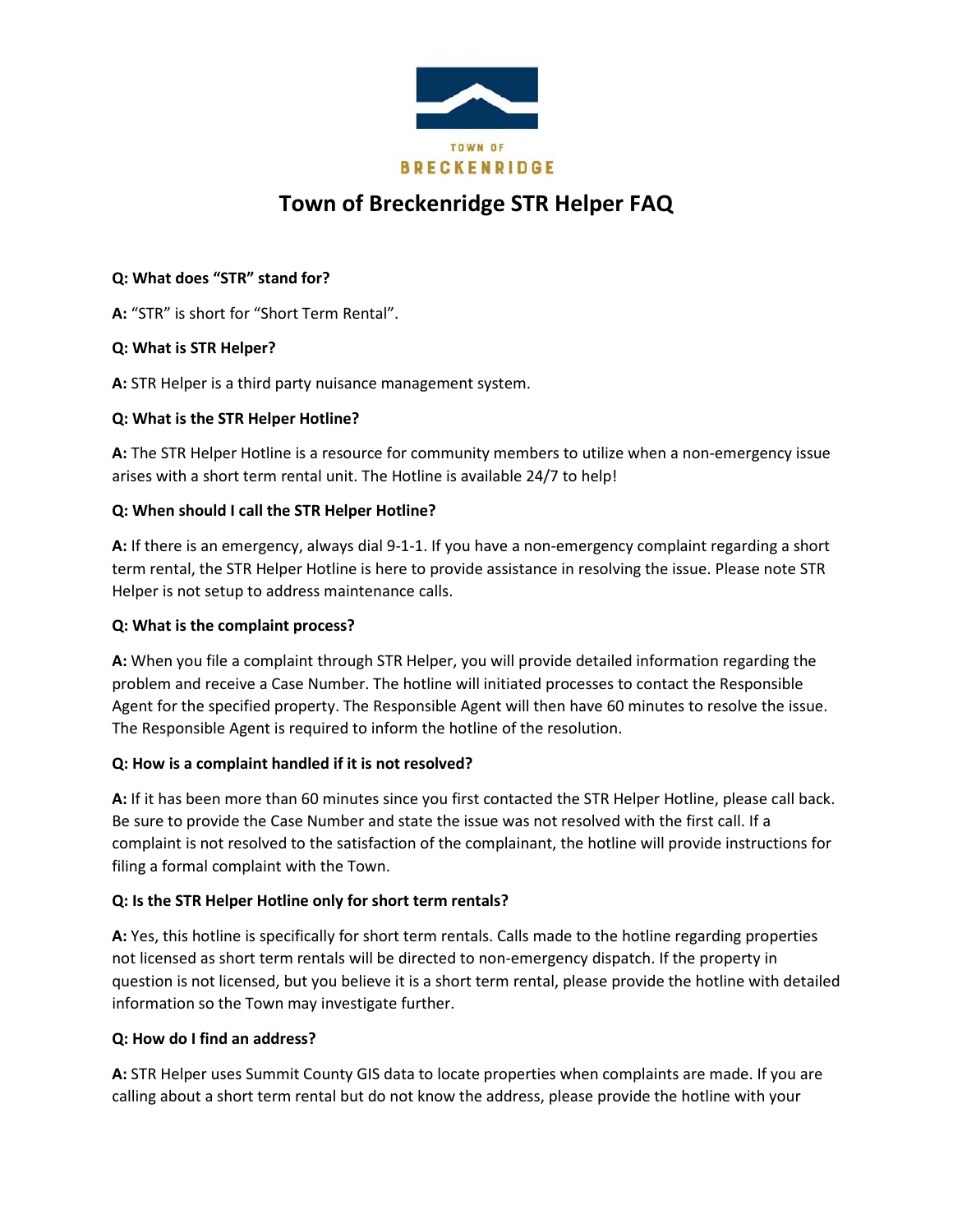TOWN OF BRECKENRIDGE

# Town of Breckenridge STR Helper FAQ

**Q: What does "STR" stand for?**

**A:** "STR" is short for "Short Term Rental".

**Q: What is STR Helper?**

**A:** STR Helper is a third party nuisance management system.

**Q: What is the STR Helper Hotline?**

**A:** The STR Helper Hotline is a resource for community members to utilize when a non-emergency issue arises with a short term rental unit. The Hotline is available 24/7 to help!

**Q: When should I call the STR Helper Hotline?**

**A:** If there is an emergency, always dial 9-1-1. If you have a non-emergency complaint regarding a short term rental, the STR Helper Hotline is here to provide assistance in resolving the issue. Please note STR Helper is not setup to address maintenance calls.

**Q: What is the complaint process?**

**A:** When you file a complaint through STR Helper, you will provide detailed information regarding the problem and receive a Case Number. The hotline will initiated processes to contact the Responsible Agent for the specified property. The Responsible Agent will then have 60 minutes to resolve the issue. The Responsible Agent is required to inform the hotline of the resolution.

**Q: How is a complaint handled if it is not resolved?**

**A:** If it has been more than 60 minutes since you first contacted the STR Helper Hotline, please call back. Be sure to provide the Case Number and state the issue was not resolved with the first call. If a complaint is not resolved to the satisfaction of the complainant, the hotline will provide instructions for filing a formal complaint with the Town.

**Q: Is the STR Helper Hotline only for short term rentals?**

**A:** Yes, this hotline is specifically for short term rentals. Calls made to the hotline regarding properties not licensed as short term rentals will be directed to non-emergency dispatch. If the property in question is not licensed, but you believe it is a short term rental, please provide the hotline with detailed information so the Town may investigate further.

**Q: How do I find an address?**

**A:** STR Helper uses Summit County GIS data to locate properties when complaints are made. If you are calling about a short term rental but do not know the address, please provide the hotline with your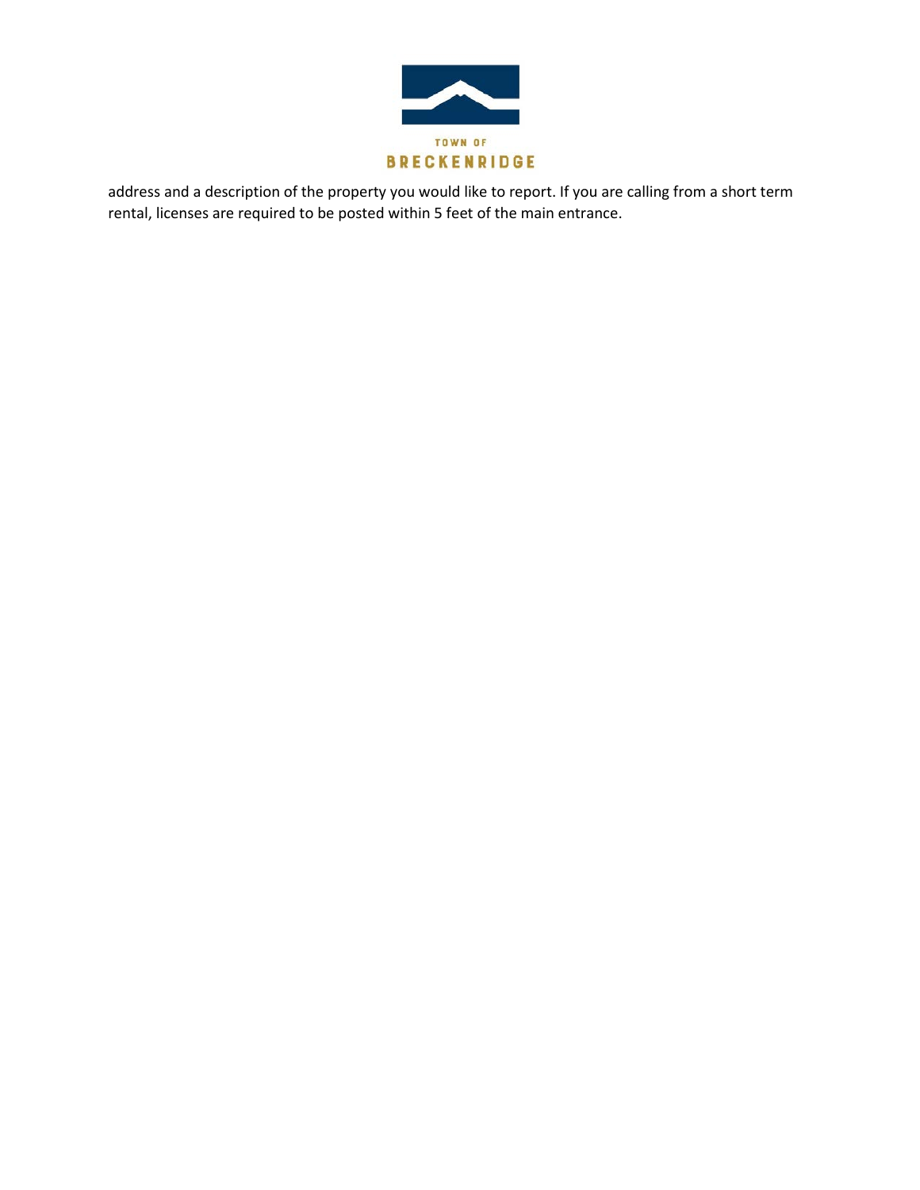address and a description of the property you would like to report. If you are calling from a short term rental, licenses are required to be posted within 5 feet of the main entrance.